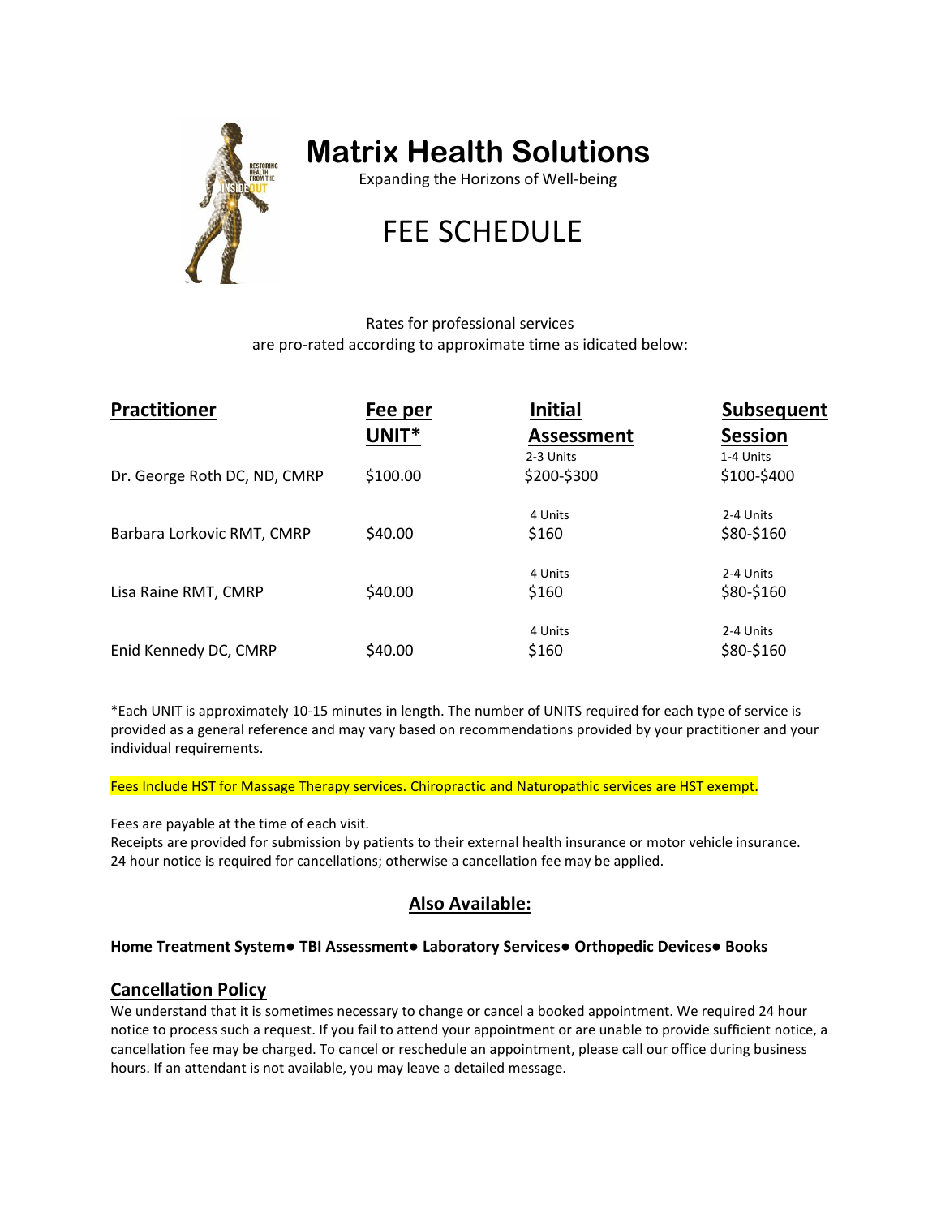# Matrix Health Solutions

Expanding the Horizons of Well-being

## FEE SCHEDULE

Rates for professional services
are pro-rated according to approximate time as idicated below:

| Practitioner | Fee per UNIT* | Initial Assessment | Subsequent Session |
|---|---|---|---|
| Dr. George Roth DC, ND, CMRP | $100.00 | 2-3 Units<br>$200-$300 | 1-4 Units<br>$100-$400 |
| Barbara Lorkovic RMT, CMRP | $40.00 | 4 Units<br>$160 | 2-4 Units<br>$80-$160 |
| Lisa Raine RMT, CMRP | $40.00 | 4 Units<br>$160 | 2-4 Units<br>$80-$160 |
| Enid Kennedy DC, CMRP | $40.00 | 4 Units<br>$160 | 2-4 Units<br>$80-$160 |

*Each UNIT is approximately 10-15 minutes in length. The number of UNITS required for each type of service is provided as a general reference and may vary based on recommendations provided by your practitioner and your individual requirements.

Fees Include HST for Massage Therapy services. Chiropractic and Naturopathic services are HST exempt.

Fees are payable at the time of each visit.
Receipts are provided for submission by patients to their external health insurance or motor vehicle insurance.
24 hour notice is required for cancellations; otherwise a cancellation fee may be applied.

## Also Available:

**Home Treatment System● TBI Assessment● Laboratory Services● Orthopedic Devices● Books**

## Cancellation Policy

We understand that it is sometimes necessary to change or cancel a booked appointment. We required 24 hour notice to process such a request. If you fail to attend your appointment or are unable to provide sufficient notice, a cancellation fee may be charged. To cancel or reschedule an appointment, please call our office during business hours. If an attendant is not available, you may leave a detailed message.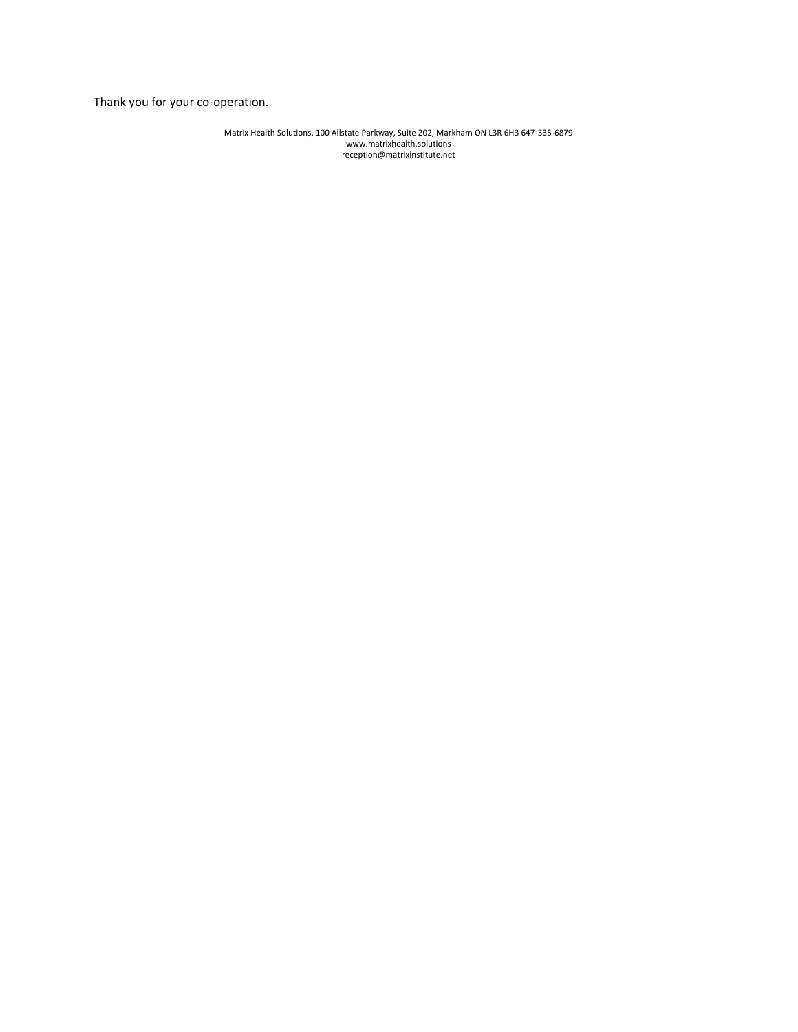Thank you for your co-operation.

Matrix Health Solutions, 100 Allstate Parkway, Suite 202, Markham ON L3R 6H3 647-335-6879
www.matrixhealth.solutions
reception@matrixinstitute.net